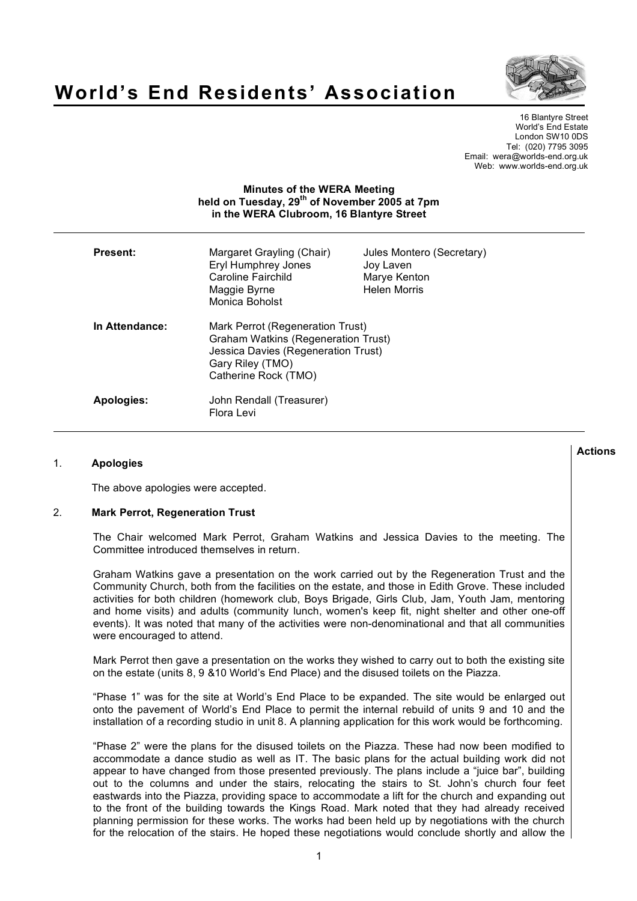# World's End Residents' Association

16 Blantyre Street
World's End Estate
London SW10 0DS
Tel: (020) 7795 3095
Email: wera@worlds-end.org.uk
Web: www.worlds-end.org.uk

**Minutes of the WERA Meeting**
**held on Tuesday, 29th of November 2005 at 7pm**
**in the WERA Clubroom, 16 Blantyre Street**

| | | |
|---|---|---|
| **Present:** | Margaret Grayling (Chair) | Jules Montero (Secretary) |
| | Eryl Humphrey Jones | Joy Laven |
| | Caroline Fairchild | Marye Kenton |
| | Maggie Byrne | Helen Morris |
| | Monica Boholst | |
| **In Attendance:** | Mark Perrot (Regeneration Trust) | |
| | Graham Watkins (Regeneration Trust) | |
| | Jessica Davies (Regeneration Trust) | |
| | Gary Riley (TMO) | |
| | Catherine Rock (TMO) | |
| **Apologies:** | John Rendall (Treasurer) | |
| | Flora Levi | |

**Actions**

## 1. Apologies

The above apologies were accepted.

## 2. Mark Perrot, Regeneration Trust

The Chair welcomed Mark Perrot, Graham Watkins and Jessica Davies to the meeting. The Committee introduced themselves in return.

Graham Watkins gave a presentation on the work carried out by the Regeneration Trust and the Community Church, both from the facilities on the estate, and those in Edith Grove. These included activities for both children (homework club, Boys Brigade, Girls Club, Jam, Youth Jam, mentoring and home visits) and adults (community lunch, women's keep fit, night shelter and other one-off events). It was noted that many of the activities were non-denominational and that all communities were encouraged to attend.

Mark Perrot then gave a presentation on the works they wished to carry out to both the existing site on the estate (units 8, 9 &10 World's End Place) and the disused toilets on the Piazza.

"Phase 1" was for the site at World's End Place to be expanded. The site would be enlarged out onto the pavement of World's End Place to permit the internal rebuild of units 9 and 10 and the installation of a recording studio in unit 8. A planning application for this work would be forthcoming.

"Phase 2" were the plans for the disused toilets on the Piazza. These had now been modified to accommodate a dance studio as well as IT. The basic plans for the actual building work did not appear to have changed from those presented previously. The plans include a "juice bar", building out to the columns and under the stairs, relocating the stairs to St. John's church four feet eastwards into the Piazza, providing space to accommodate a lift for the church and expanding out to the front of the building towards the Kings Road. Mark noted that they had already received planning permission for these works. The works had been held up by negotiations with the church for the relocation of the stairs. He hoped these negotiations would conclude shortly and allow the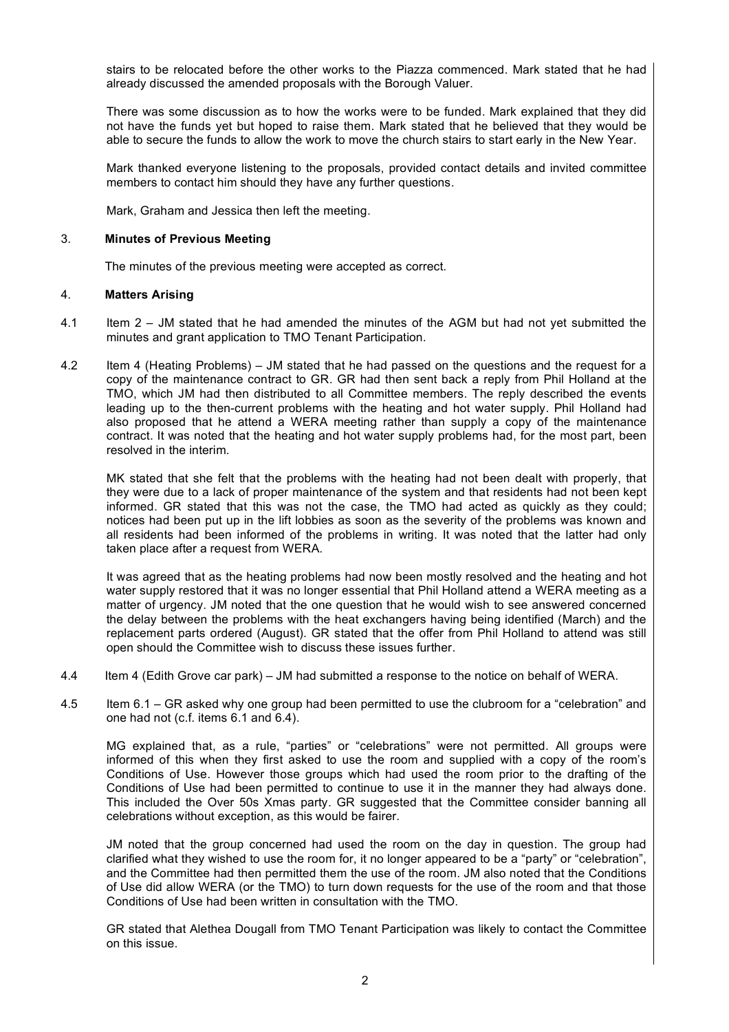stairs to be relocated before the other works to the Piazza commenced. Mark stated that he had already discussed the amended proposals with the Borough Valuer.

There was some discussion as to how the works were to be funded. Mark explained that they did not have the funds yet but hoped to raise them. Mark stated that he believed that they would be able to secure the funds to allow the work to move the church stairs to start early in the New Year.

Mark thanked everyone listening to the proposals, provided contact details and invited committee members to contact him should they have any further questions.

Mark, Graham and Jessica then left the meeting.

## 3. Minutes of Previous Meeting

The minutes of the previous meeting were accepted as correct.

## 4. Matters Arising

4.1 Item 2 – JM stated that he had amended the minutes of the AGM but had not yet submitted the minutes and grant application to TMO Tenant Participation.

4.2 Item 4 (Heating Problems) – JM stated that he had passed on the questions and the request for a copy of the maintenance contract to GR. GR had then sent back a reply from Phil Holland at the TMO, which JM had then distributed to all Committee members. The reply described the events leading up to the then-current problems with the heating and hot water supply. Phil Holland had also proposed that he attend a WERA meeting rather than supply a copy of the maintenance contract. It was noted that the heating and hot water supply problems had, for the most part, been resolved in the interim.

MK stated that she felt that the problems with the heating had not been dealt with properly, that they were due to a lack of proper maintenance of the system and that residents had not been kept informed. GR stated that this was not the case, the TMO had acted as quickly as they could; notices had been put up in the lift lobbies as soon as the severity of the problems was known and all residents had been informed of the problems in writing. It was noted that the latter had only taken place after a request from WERA.

It was agreed that as the heating problems had now been mostly resolved and the heating and hot water supply restored that it was no longer essential that Phil Holland attend a WERA meeting as a matter of urgency. JM noted that the one question that he would wish to see answered concerned the delay between the problems with the heat exchangers having being identified (March) and the replacement parts ordered (August). GR stated that the offer from Phil Holland to attend was still open should the Committee wish to discuss these issues further.

4.4 Item 4 (Edith Grove car park) – JM had submitted a response to the notice on behalf of WERA.

4.5 Item 6.1 – GR asked why one group had been permitted to use the clubroom for a "celebration" and one had not (c.f. items 6.1 and 6.4).

MG explained that, as a rule, "parties" or "celebrations" were not permitted. All groups were informed of this when they first asked to use the room and supplied with a copy of the room's Conditions of Use. However those groups which had used the room prior to the drafting of the Conditions of Use had been permitted to continue to use it in the manner they had always done. This included the Over 50s Xmas party. GR suggested that the Committee consider banning all celebrations without exception, as this would be fairer.

JM noted that the group concerned had used the room on the day in question. The group had clarified what they wished to use the room for, it no longer appeared to be a "party" or "celebration", and the Committee had then permitted them the use of the room. JM also noted that the Conditions of Use did allow WERA (or the TMO) to turn down requests for the use of the room and that those Conditions of Use had been written in consultation with the TMO.

GR stated that Alethea Dougall from TMO Tenant Participation was likely to contact the Committee on this issue.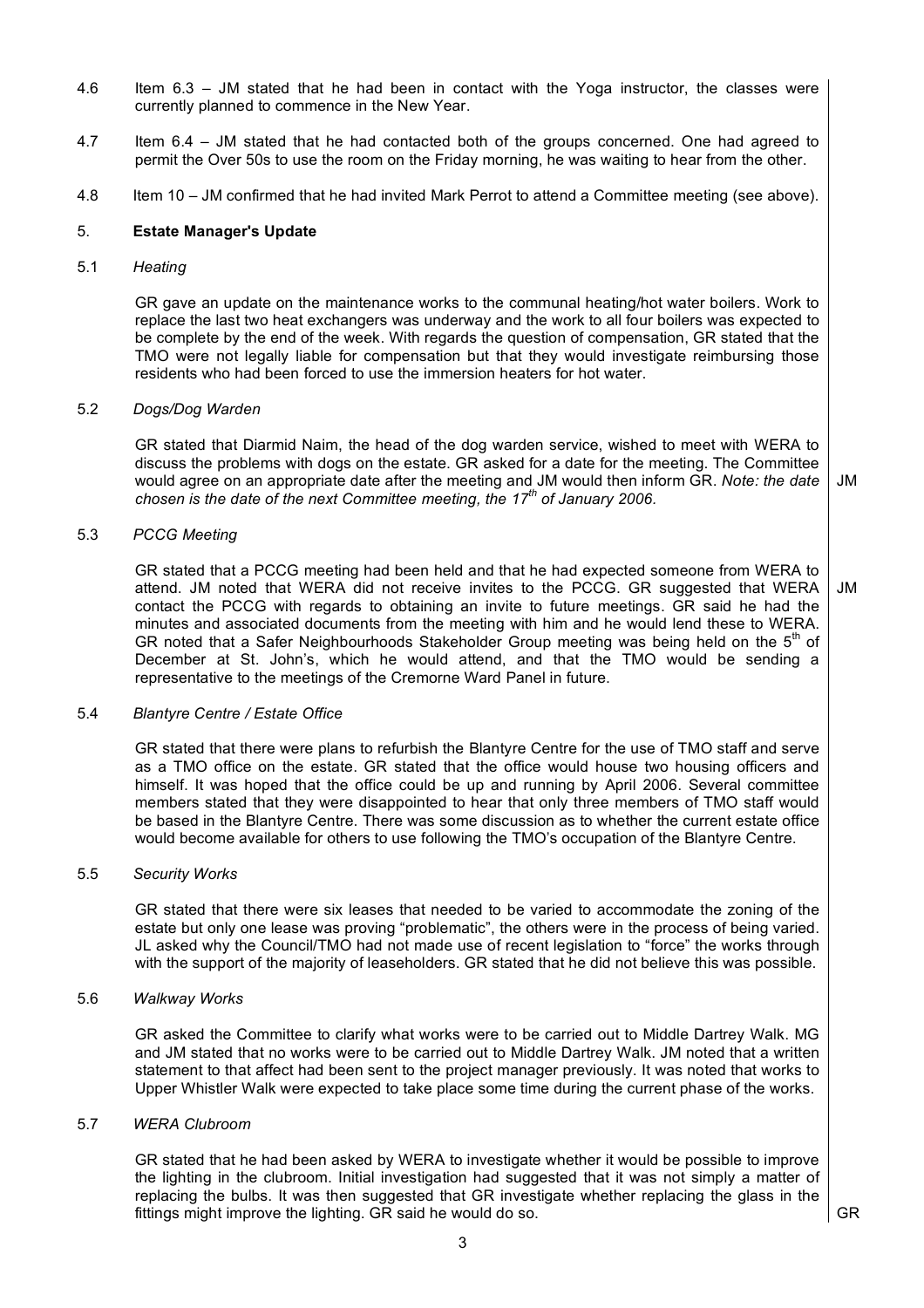4.6 Item 6.3 – JM stated that he had been in contact with the Yoga instructor, the classes were currently planned to commence in the New Year.

4.7 Item 6.4 – JM stated that he had contacted both of the groups concerned. One had agreed to permit the Over 50s to use the room on the Friday morning, he was waiting to hear from the other.

4.8 Item 10 – JM confirmed that he had invited Mark Perrot to attend a Committee meeting (see above).

## 5. Estate Manager's Update

### 5.1 *Heating*

GR gave an update on the maintenance works to the communal heating/hot water boilers. Work to replace the last two heat exchangers was underway and the work to all four boilers was expected to be complete by the end of the week. With regards the question of compensation, GR stated that the TMO were not legally liable for compensation but that they would investigate reimbursing those residents who had been forced to use the immersion heaters for hot water.

### 5.2 *Dogs/Dog Warden*

GR stated that Diarmid Naim, the head of the dog warden service, wished to meet with WERA to discuss the problems with dogs on the estate. GR asked for a date for the meeting. The Committee would agree on an appropriate date after the meeting and JM would then inform GR. *Note: the date chosen is the date of the next Committee meeting, the 17th of January 2006.* **JM**

### 5.3 *PCCG Meeting*

GR stated that a PCCG meeting had been held and that he had expected someone from WERA to attend. JM noted that WERA did not receive invites to the PCCG. GR suggested that WERA contact the PCCG with regards to obtaining an invite to future meetings. GR said he had the minutes and associated documents from the meeting with him and he would lend these to WERA. GR noted that a Safer Neighbourhoods Stakeholder Group meeting was being held on the 5th of December at St. John's, which he would attend, and that the TMO would be sending a representative to the meetings of the Cremorne Ward Panel in future. **JM**

### 5.4 *Blantyre Centre / Estate Office*

GR stated that there were plans to refurbish the Blantyre Centre for the use of TMO staff and serve as a TMO office on the estate. GR stated that the office would house two housing officers and himself. It was hoped that the office could be up and running by April 2006. Several committee members stated that they were disappointed to hear that only three members of TMO staff would be based in the Blantyre Centre. There was some discussion as to whether the current estate office would become available for others to use following the TMO's occupation of the Blantyre Centre.

### 5.5 *Security Works*

GR stated that there were six leases that needed to be varied to accommodate the zoning of the estate but only one lease was proving "problematic", the others were in the process of being varied. JL asked why the Council/TMO had not made use of recent legislation to "force" the works through with the support of the majority of leaseholders. GR stated that he did not believe this was possible.

### 5.6 *Walkway Works*

GR asked the Committee to clarify what works were to be carried out to Middle Dartrey Walk. MG and JM stated that no works were to be carried out to Middle Dartrey Walk. JM noted that a written statement to that affect had been sent to the project manager previously. It was noted that works to Upper Whistler Walk were expected to take place some time during the current phase of the works.

### 5.7 *WERA Clubroom*

GR stated that he had been asked by WERA to investigate whether it would be possible to improve the lighting in the clubroom. Initial investigation had suggested that it was not simply a matter of replacing the bulbs. It was then suggested that GR investigate whether replacing the glass in the fittings might improve the lighting. GR said he would do so. **GR**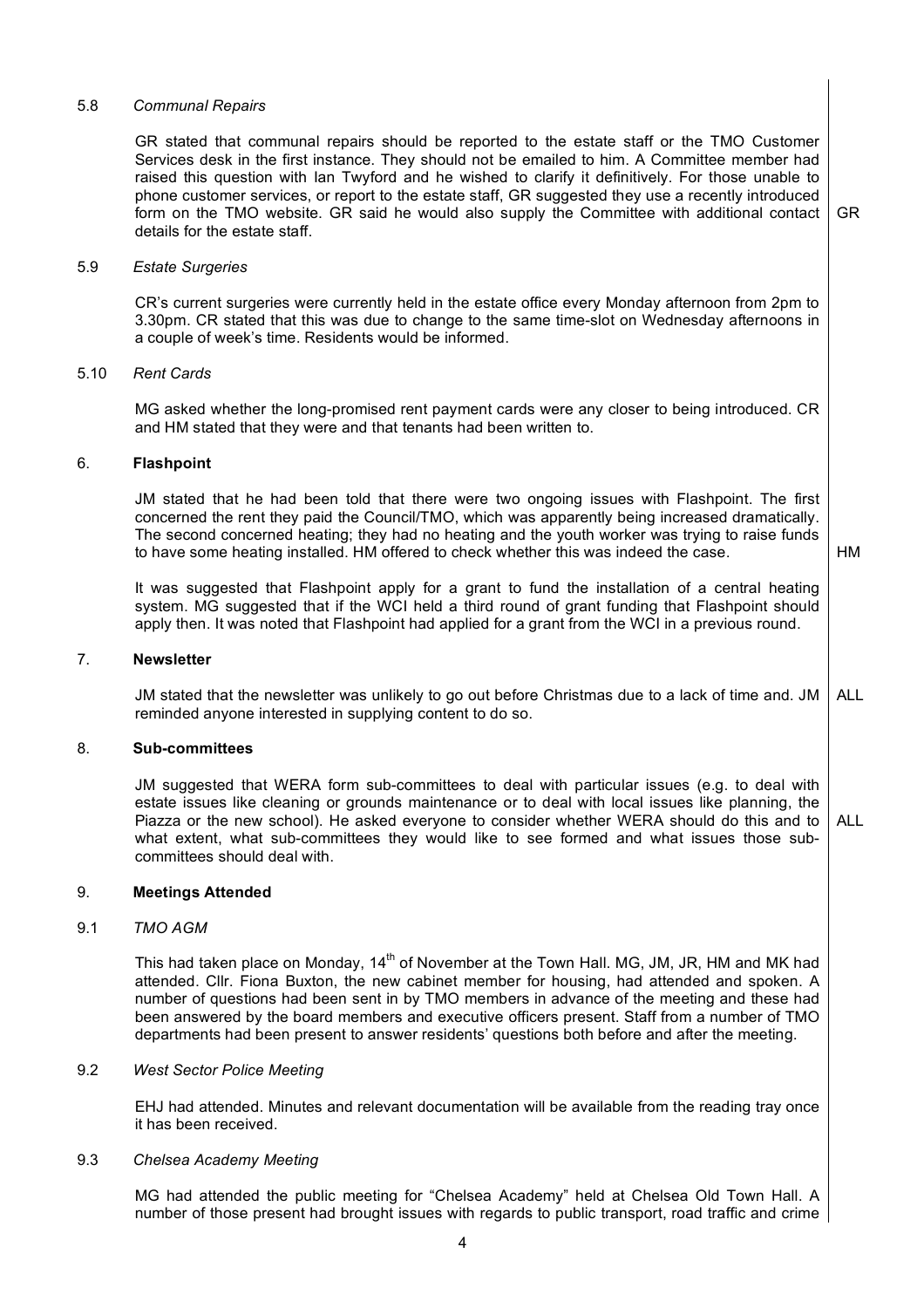### 5.8 *Communal Repairs*

GR stated that communal repairs should be reported to the estate staff or the TMO Customer Services desk in the first instance. They should not be emailed to him. A Committee member had raised this question with Ian Twyford and he wished to clarify it definitively. For those unable to phone customer services, or report to the estate staff, GR suggested they use a recently introduced form on the TMO website. GR said he would also supply the Committee with additional contact details for the estate staff. **GR**

### 5.9 *Estate Surgeries*

CR's current surgeries were currently held in the estate office every Monday afternoon from 2pm to 3.30pm. CR stated that this was due to change to the same time-slot on Wednesday afternoons in a couple of week's time. Residents would be informed.

### 5.10 *Rent Cards*

MG asked whether the long-promised rent payment cards were any closer to being introduced. CR and HM stated that they were and that tenants had been written to.

## 6. Flashpoint

JM stated that he had been told that there were two ongoing issues with Flashpoint. The first concerned the rent they paid the Council/TMO, which was apparently being increased dramatically. The second concerned heating; they had no heating and the youth worker was trying to raise funds to have some heating installed. HM offered to check whether this was indeed the case. **HM**

It was suggested that Flashpoint apply for a grant to fund the installation of a central heating system. MG suggested that if the WCI held a third round of grant funding that Flashpoint should apply then. It was noted that Flashpoint had applied for a grant from the WCI in a previous round.

## 7. Newsletter

JM stated that the newsletter was unlikely to go out before Christmas due to a lack of time and. JM reminded anyone interested in supplying content to do so. **ALL**

## 8. Sub-committees

JM suggested that WERA form sub-committees to deal with particular issues (e.g. to deal with estate issues like cleaning or grounds maintenance or to deal with local issues like planning, the Piazza or the new school). He asked everyone to consider whether WERA should do this and to what extent, what sub-committees they would like to see formed and what issues those sub-committees should deal with. **ALL**

## 9. Meetings Attended

### 9.1 *TMO AGM*

This had taken place on Monday, 14th of November at the Town Hall. MG, JM, JR, HM and MK had attended. Cllr. Fiona Buxton, the new cabinet member for housing, had attended and spoken. A number of questions had been sent in by TMO members in advance of the meeting and these had been answered by the board members and executive officers present. Staff from a number of TMO departments had been present to answer residents' questions both before and after the meeting.

### 9.2 *West Sector Police Meeting*

EHJ had attended. Minutes and relevant documentation will be available from the reading tray once it has been received.

### 9.3 *Chelsea Academy Meeting*

MG had attended the public meeting for "Chelsea Academy" held at Chelsea Old Town Hall. A number of those present had brought issues with regards to public transport, road traffic and crime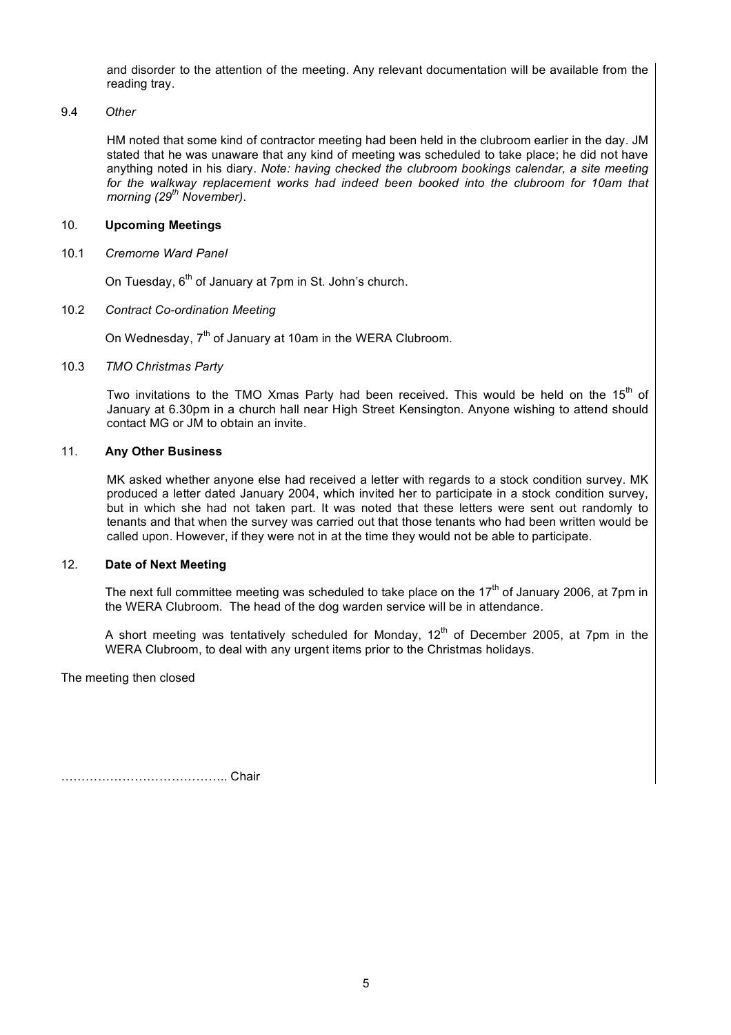and disorder to the attention of the meeting. Any relevant documentation will be available from the reading tray.

9.4 *Other*

HM noted that some kind of contractor meeting had been held in the clubroom earlier in the day. JM stated that he was unaware that any kind of meeting was scheduled to take place; he did not have anything noted in his diary. *Note: having checked the clubroom bookings calendar, a site meeting for the walkway replacement works had indeed been booked into the clubroom for 10am that morning (29th November)*.

## 10. Upcoming Meetings

10.1 *Cremorne Ward Panel*

On Tuesday, 6th of January at 7pm in St. John's church.

10.2 *Contract Co-ordination Meeting*

On Wednesday, 7th of January at 10am in the WERA Clubroom.

10.3 *TMO Christmas Party*

Two invitations to the TMO Xmas Party had been received. This would be held on the 15th of January at 6.30pm in a church hall near High Street Kensington. Anyone wishing to attend should contact MG or JM to obtain an invite.

## 11. Any Other Business

MK asked whether anyone else had received a letter with regards to a stock condition survey. MK produced a letter dated January 2004, which invited her to participate in a stock condition survey, but in which she had not taken part. It was noted that these letters were sent out randomly to tenants and that when the survey was carried out that those tenants who had been written would be called upon. However, if they were not in at the time they would not be able to participate.

## 12. Date of Next Meeting

The next full committee meeting was scheduled to take place on the 17th of January 2006, at 7pm in the WERA Clubroom. The head of the dog warden service will be in attendance.

A short meeting was tentatively scheduled for Monday, 12th of December 2005, at 7pm in the WERA Clubroom, to deal with any urgent items prior to the Christmas holidays.

The meeting then closed

………………………………….. Chair